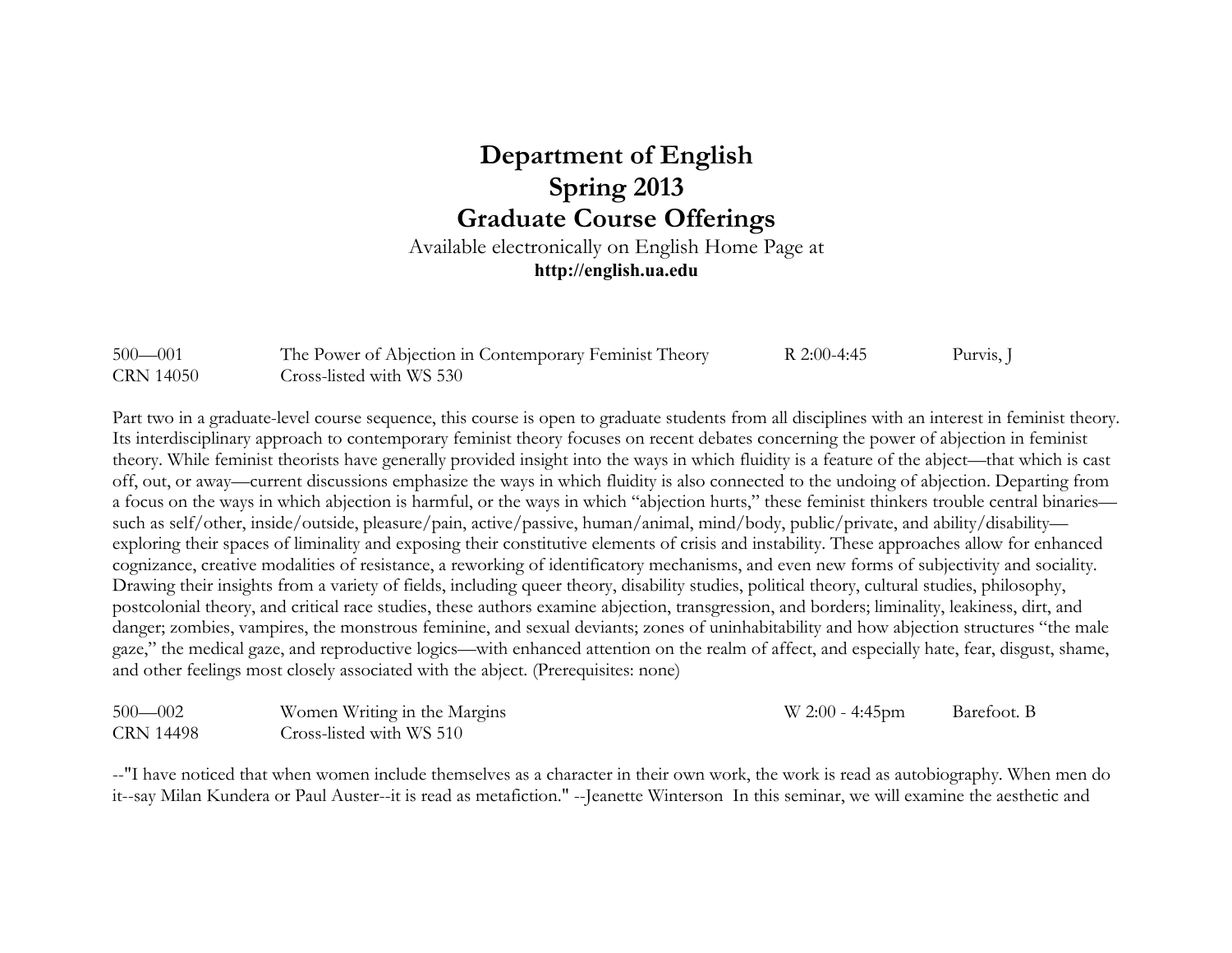# Department of English
# Spring 2013
# Graduate Course Offerings

Available electronically on English Home Page at
**http://english.ua.edu**

500—001 The Power of Abjection in Contemporary Feminist Theory R 2:00-4:45 Purvis, J
CRN 14050 Cross-listed with WS 530

Part two in a graduate-level course sequence, this course is open to graduate students from all disciplines with an interest in feminist theory. Its interdisciplinary approach to contemporary feminist theory focuses on recent debates concerning the power of abjection in feminist theory. While feminist theorists have generally provided insight into the ways in which fluidity is a feature of the abject—that which is cast off, out, or away—current discussions emphasize the ways in which fluidity is also connected to the undoing of abjection. Departing from a focus on the ways in which abjection is harmful, or the ways in which "abjection hurts," these feminist thinkers trouble central binaries—such as self/other, inside/outside, pleasure/pain, active/passive, human/animal, mind/body, public/private, and ability/disability—exploring their spaces of liminality and exposing their constitutive elements of crisis and instability. These approaches allow for enhanced cognizance, creative modalities of resistance, a reworking of identificatory mechanisms, and even new forms of subjectivity and sociality. Drawing their insights from a variety of fields, including queer theory, disability studies, political theory, cultural studies, philosophy, postcolonial theory, and critical race studies, these authors examine abjection, transgression, and borders; liminality, leakiness, dirt, and danger; zombies, vampires, the monstrous feminine, and sexual deviants; zones of uninhabitability and how abjection structures "the male gaze," the medical gaze, and reproductive logics—with enhanced attention on the realm of affect, and especially hate, fear, disgust, shame, and other feelings most closely associated with the abject. (Prerequisites: none)

500—002 Women Writing in the Margins W 2:00 - 4:45pm Barefoot. B
CRN 14498 Cross-listed with WS 510

--"I have noticed that when women include themselves as a character in their own work, the work is read as autobiography. When men do it--say Milan Kundera or Paul Auster--it is read as metafiction." --Jeanette Winterson In this seminar, we will examine the aesthetic and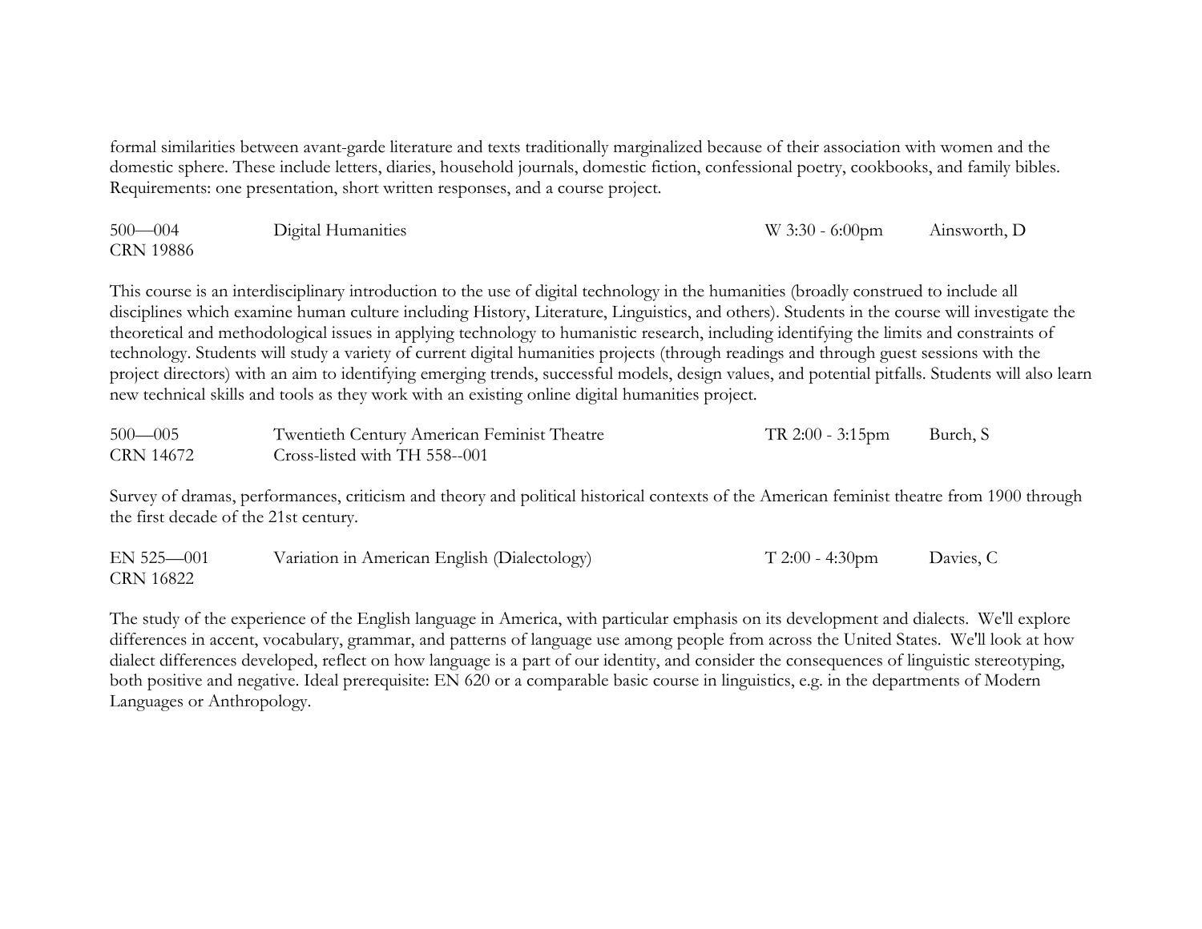formal similarities between avant-garde literature and texts traditionally marginalized because of their association with women and the domestic sphere. These include letters, diaries, household journals, domestic fiction, confessional poetry, cookbooks, and family bibles. Requirements: one presentation, short written responses, and a course project.

| | | | |
|---|---|---|---|
| 500—004<br>CRN 19886 | Digital Humanities | W 3:30 - 6:00pm | Ainsworth, D |

This course is an interdisciplinary introduction to the use of digital technology in the humanities (broadly construed to include all disciplines which examine human culture including History, Literature, Linguistics, and others). Students in the course will investigate the theoretical and methodological issues in applying technology to humanistic research, including identifying the limits and constraints of technology. Students will study a variety of current digital humanities projects (through readings and through guest sessions with the project directors) with an aim to identifying emerging trends, successful models, design values, and potential pitfalls. Students will also learn new technical skills and tools as they work with an existing online digital humanities project.

| | | | |
|---|---|---|---|
| 500—005<br>CRN 14672 | Twentieth Century American Feminist Theatre<br>Cross-listed with TH 558--001 | TR 2:00 - 3:15pm | Burch, S |

Survey of dramas, performances, criticism and theory and political historical contexts of the American feminist theatre from 1900 through the first decade of the 21st century.

| | | | |
|---|---|---|---|
| EN 525—001<br>CRN 16822 | Variation in American English (Dialectology) | T 2:00 - 4:30pm | Davies, C |

The study of the experience of the English language in America, with particular emphasis on its development and dialects. We'll explore differences in accent, vocabulary, grammar, and patterns of language use among people from across the United States. We'll look at how dialect differences developed, reflect on how language is a part of our identity, and consider the consequences of linguistic stereotyping, both positive and negative. Ideal prerequisite: EN 620 or a comparable basic course in linguistics, e.g. in the departments of Modern Languages or Anthropology.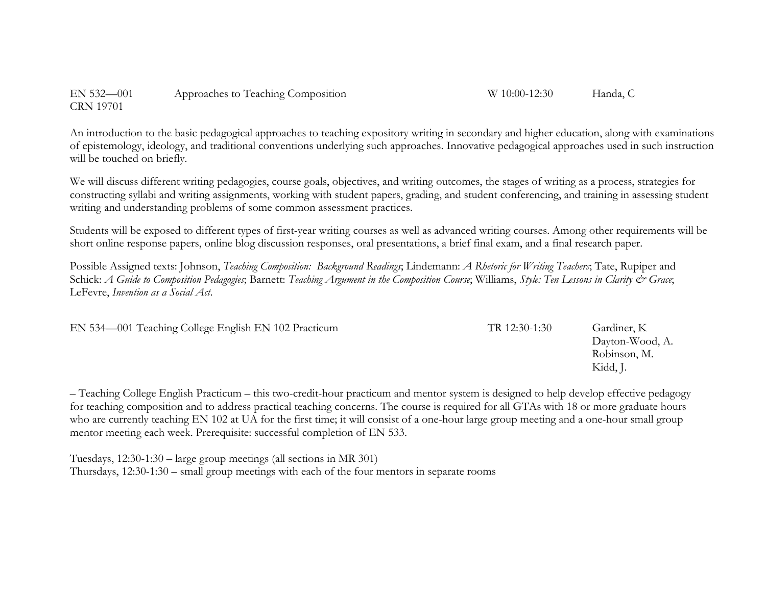EN 532—001 Approaches to Teaching Composition W 10:00-12:30 Handa, C
CRN 19701

An introduction to the basic pedagogical approaches to teaching expository writing in secondary and higher education, along with examinations of epistemology, ideology, and traditional conventions underlying such approaches. Innovative pedagogical approaches used in such instruction will be touched on briefly.

We will discuss different writing pedagogies, course goals, objectives, and writing outcomes, the stages of writing as a process, strategies for constructing syllabi and writing assignments, working with student papers, grading, and student conferencing, and training in assessing student writing and understanding problems of some common assessment practices.

Students will be exposed to different types of first-year writing courses as well as advanced writing courses. Among other requirements will be short online response papers, online blog discussion responses, oral presentations, a brief final exam, and a final research paper.

Possible Assigned texts: Johnson, *Teaching Composition: Background Readings*; Lindemann: *A Rhetoric for Writing Teachers*; Tate, Rupiper and Schick: *A Guide to Composition Pedagogies*; Barnett: *Teaching Argument in the Composition Course*; Williams, *Style: Ten Lessons in Clarity & Grace*; LeFevre, *Invention as a Social Act*.

EN 534—001 Teaching College English EN 102 Practicum TR 12:30-1:30 Gardiner, K
Dayton-Wood, A.
Robinson, M.
Kidd, J.

– Teaching College English Practicum – this two-credit-hour practicum and mentor system is designed to help develop effective pedagogy for teaching composition and to address practical teaching concerns. The course is required for all GTAs with 18 or more graduate hours who are currently teaching EN 102 at UA for the first time; it will consist of a one-hour large group meeting and a one-hour small group mentor meeting each week. Prerequisite: successful completion of EN 533.

Tuesdays, 12:30-1:30 – large group meetings (all sections in MR 301)
Thursdays, 12:30-1:30 – small group meetings with each of the four mentors in separate rooms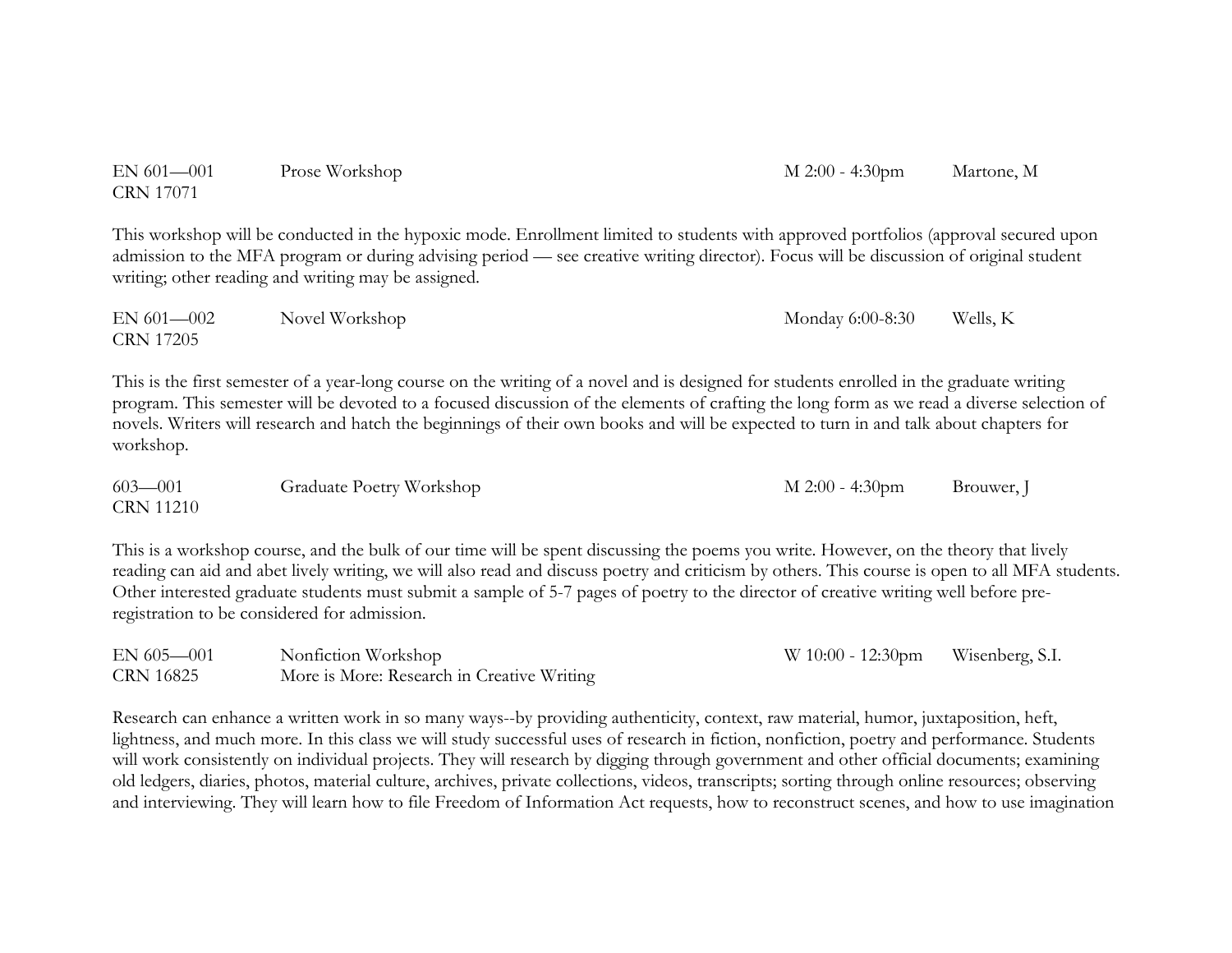EN 601—001 Prose Workshop M 2:00 - 4:30pm Martone, M
CRN 17071

This workshop will be conducted in the hypoxic mode. Enrollment limited to students with approved portfolios (approval secured upon admission to the MFA program or during advising period — see creative writing director). Focus will be discussion of original student writing; other reading and writing may be assigned.

EN 601—002 Novel Workshop Monday 6:00-8:30 Wells, K
CRN 17205

This is the first semester of a year-long course on the writing of a novel and is designed for students enrolled in the graduate writing program. This semester will be devoted to a focused discussion of the elements of crafting the long form as we read a diverse selection of novels. Writers will research and hatch the beginnings of their own books and will be expected to turn in and talk about chapters for workshop.

603—001 Graduate Poetry Workshop M 2:00 - 4:30pm Brouwer, J
CRN 11210

This is a workshop course, and the bulk of our time will be spent discussing the poems you write. However, on the theory that lively reading can aid and abet lively writing, we will also read and discuss poetry and criticism by others. This course is open to all MFA students. Other interested graduate students must submit a sample of 5-7 pages of poetry to the director of creative writing well before pre-registration to be considered for admission.

EN 605—001 Nonfiction Workshop W 10:00 - 12:30pm Wisenberg, S.I.
CRN 16825 More is More: Research in Creative Writing

Research can enhance a written work in so many ways--by providing authenticity, context, raw material, humor, juxtaposition, heft, lightness, and much more. In this class we will study successful uses of research in fiction, nonfiction, poetry and performance. Students will work consistently on individual projects. They will research by digging through government and other official documents; examining old ledgers, diaries, photos, material culture, archives, private collections, videos, transcripts; sorting through online resources; observing and interviewing. They will learn how to file Freedom of Information Act requests, how to reconstruct scenes, and how to use imagination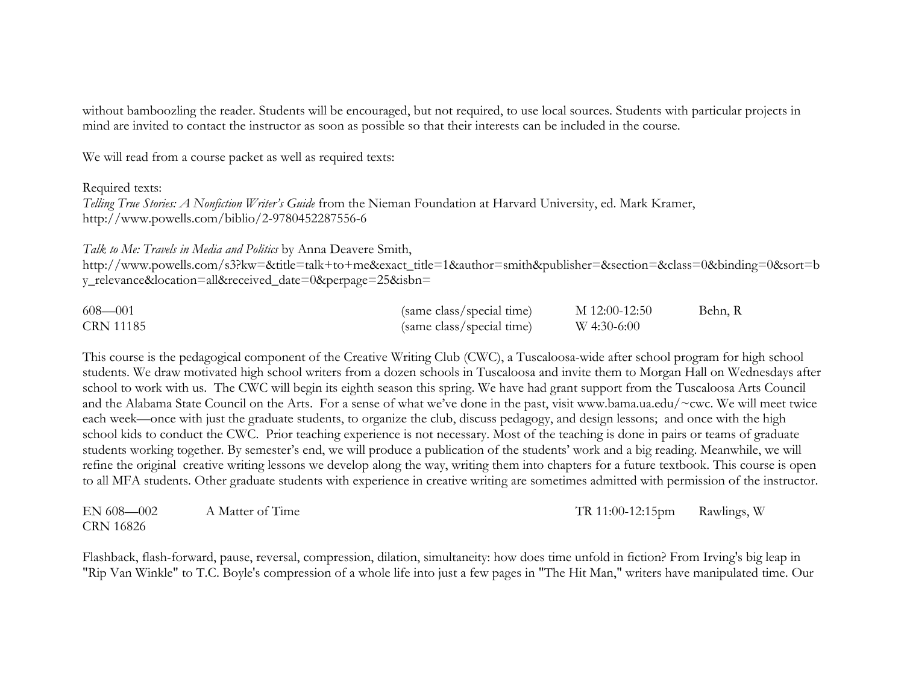without bamboozling the reader. Students will be encouraged, but not required, to use local sources. Students with particular projects in mind are invited to contact the instructor as soon as possible so that their interests can be included in the course.

We will read from a course packet as well as required texts:

Required texts:
*Telling True Stories: A Nonfiction Writer's Guide* from the Nieman Foundation at Harvard University, ed. Mark Kramer, http://www.powells.com/biblio/2-9780452287556-6

*Talk to Me: Travels in Media and Politics* by Anna Deavere Smith,
http://www.powells.com/s3?kw=&title=talk+to+me&exact_title=1&author=smith&publisher=&section=&class=0&binding=0&sort=by_relevance&location=all&received_date=0&perpage=25&isbn=

| | | | |
|---|---|---|---|
| 608—001 | (same class/special time) | M 12:00-12:50 | Behn, R |
| CRN 11185 | (same class/special time) | W 4:30-6:00 | |

This course is the pedagogical component of the Creative Writing Club (CWC), a Tuscaloosa-wide after school program for high school students. We draw motivated high school writers from a dozen schools in Tuscaloosa and invite them to Morgan Hall on Wednesdays after school to work with us. The CWC will begin its eighth season this spring. We have had grant support from the Tuscaloosa Arts Council and the Alabama State Council on the Arts. For a sense of what we've done in the past, visit www.bama.ua.edu/~cwc. We will meet twice each week—once with just the graduate students, to organize the club, discuss pedagogy, and design lessons; and once with the high school kids to conduct the CWC. Prior teaching experience is not necessary. Most of the teaching is done in pairs or teams of graduate students working together. By semester's end, we will produce a publication of the students' work and a big reading. Meanwhile, we will refine the original creative writing lessons we develop along the way, writing them into chapters for a future textbook. This course is open to all MFA students. Other graduate students with experience in creative writing are sometimes admitted with permission of the instructor.

| | | | |
|---|---|---|---|
| EN 608—002 | A Matter of Time | TR 11:00-12:15pm | Rawlings, W |
| CRN 16826 | | | |

Flashback, flash-forward, pause, reversal, compression, dilation, simultaneity: how does time unfold in fiction? From Irving's big leap in "Rip Van Winkle" to T.C. Boyle's compression of a whole life into just a few pages in "The Hit Man," writers have manipulated time. Our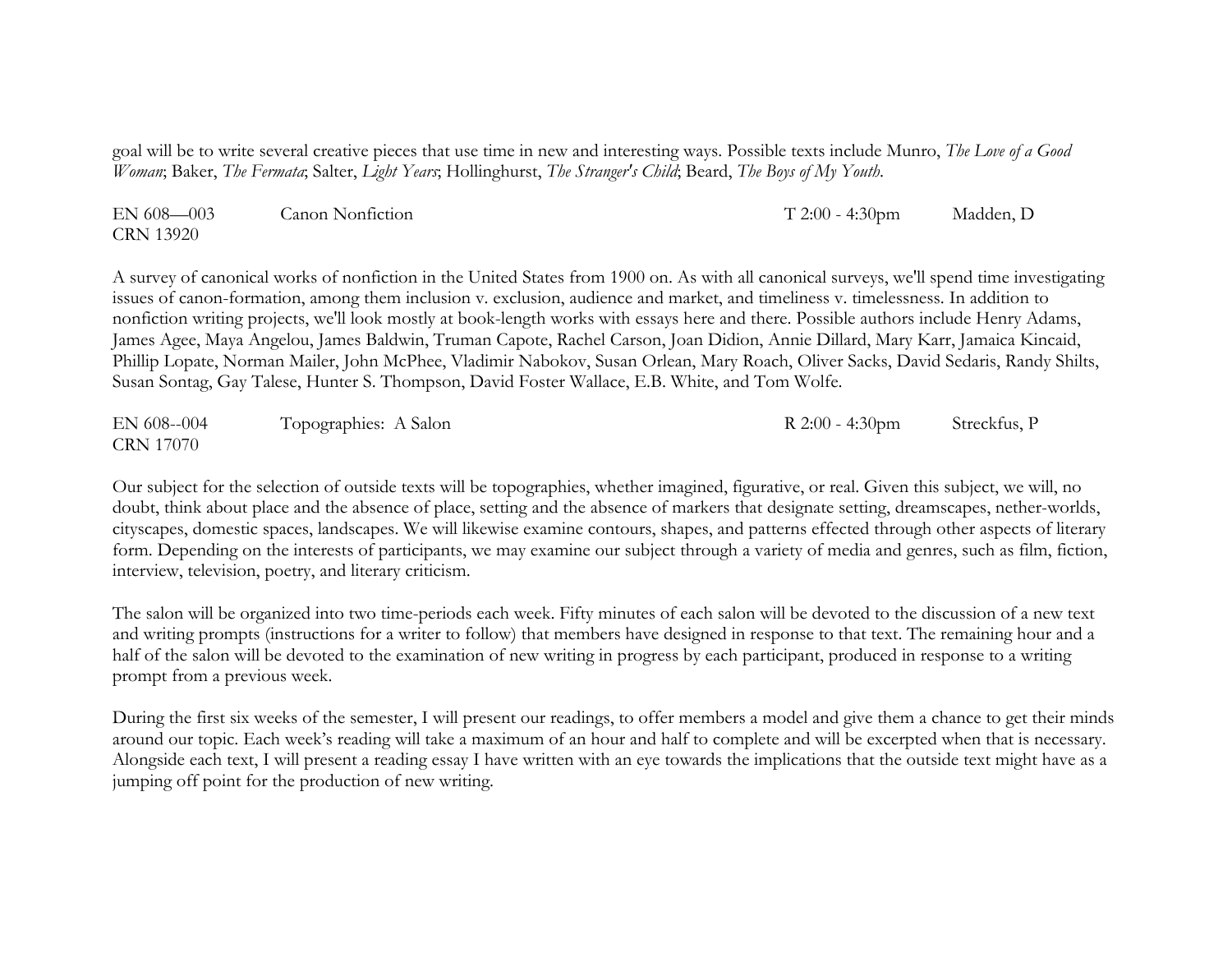goal will be to write several creative pieces that use time in new and interesting ways. Possible texts include Munro, *The Love of a Good Woman*; Baker, *The Fermata*; Salter, *Light Years*; Hollinghurst, *The Stranger's Child*; Beard, *The Boys of My Youth*.

| EN 608—003<br>CRN 13920 | Canon Nonfiction | T 2:00 - 4:30pm | Madden, D |
|---|---|---|---|

A survey of canonical works of nonfiction in the United States from 1900 on. As with all canonical surveys, we'll spend time investigating issues of canon-formation, among them inclusion v. exclusion, audience and market, and timeliness v. timelessness. In addition to nonfiction writing projects, we'll look mostly at book-length works with essays here and there. Possible authors include Henry Adams, James Agee, Maya Angelou, James Baldwin, Truman Capote, Rachel Carson, Joan Didion, Annie Dillard, Mary Karr, Jamaica Kincaid, Phillip Lopate, Norman Mailer, John McPhee, Vladimir Nabokov, Susan Orlean, Mary Roach, Oliver Sacks, David Sedaris, Randy Shilts, Susan Sontag, Gay Talese, Hunter S. Thompson, David Foster Wallace, E.B. White, and Tom Wolfe.

| EN 608--004<br>CRN 17070 | Topographies: A Salon | R 2:00 - 4:30pm | Streckfus, P |
|---|---|---|---|

Our subject for the selection of outside texts will be topographies, whether imagined, figurative, or real. Given this subject, we will, no doubt, think about place and the absence of place, setting and the absence of markers that designate setting, dreamscapes, nether-worlds, cityscapes, domestic spaces, landscapes. We will likewise examine contours, shapes, and patterns effected through other aspects of literary form. Depending on the interests of participants, we may examine our subject through a variety of media and genres, such as film, fiction, interview, television, poetry, and literary criticism.

The salon will be organized into two time-periods each week. Fifty minutes of each salon will be devoted to the discussion of a new text and writing prompts (instructions for a writer to follow) that members have designed in response to that text. The remaining hour and a half of the salon will be devoted to the examination of new writing in progress by each participant, produced in response to a writing prompt from a previous week.

During the first six weeks of the semester, I will present our readings, to offer members a model and give them a chance to get their minds around our topic. Each week's reading will take a maximum of an hour and half to complete and will be excerpted when that is necessary. Alongside each text, I will present a reading essay I have written with an eye towards the implications that the outside text might have as a jumping off point for the production of new writing.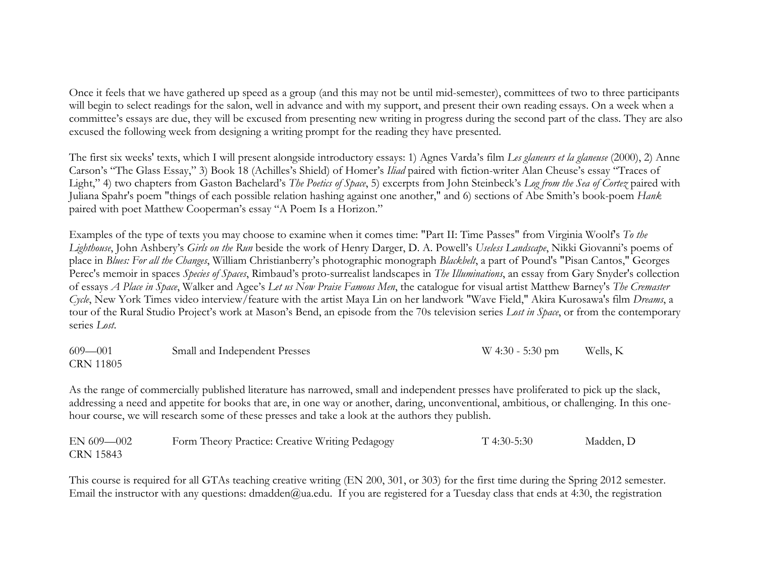Once it feels that we have gathered up speed as a group (and this may not be until mid-semester), committees of two to three participants will begin to select readings for the salon, well in advance and with my support, and present their own reading essays. On a week when a committee's essays are due, they will be excused from presenting new writing in progress during the second part of the class. They are also excused the following week from designing a writing prompt for the reading they have presented.

The first six weeks' texts, which I will present alongside introductory essays: 1) Agnes Varda's film *Les glaneurs et la glaneuse* (2000), 2) Anne Carson's "The Glass Essay," 3) Book 18 (Achilles's Shield) of Homer's *Iliad* paired with fiction-writer Alan Cheuse's essay "Traces of Light," 4) two chapters from Gaston Bachelard's *The Poetics of Space*, 5) excerpts from John Steinbeck's *Log from the Sea of Cortez* paired with Juliana Spahr's poem "things of each possible relation hashing against one another," and 6) sections of Abe Smith's book-poem *Hank* paired with poet Matthew Cooperman's essay "A Poem Is a Horizon."

Examples of the type of texts you may choose to examine when it comes time: "Part II: Time Passes" from Virginia Woolf's *To the Lighthouse*, John Ashbery's *Girls on the Run* beside the work of Henry Darger, D. A. Powell's *Useless Landscape*, Nikki Giovanni's poems of place in *Blues: For all the Changes*, William Christianberry's photographic monograph *Blackbelt*, a part of Pound's "Pisan Cantos," Georges Perec's memoir in spaces *Species of Spaces*, Rimbaud's proto-surrealist landscapes in *The Illuminations*, an essay from Gary Snyder's collection of essays *A Place in Space*, Walker and Agee's *Let us Now Praise Famous Men*, the catalogue for visual artist Matthew Barney's *The Cremaster Cycle*, New York Times video interview/feature with the artist Maya Lin on her landwork "Wave Field," Akira Kurosawa's film *Dreams*, a tour of the Rural Studio Project's work at Mason's Bend, an episode from the 70s television series *Lost in Space*, or from the contemporary series *Lost*.

| 609—001<br>CRN 11805 | Small and Independent Presses | W 4:30 - 5:30 pm | Wells, K |
|---|---|---|---|

As the range of commercially published literature has narrowed, small and independent presses have proliferated to pick up the slack, addressing a need and appetite for books that are, in one way or another, daring, unconventional, ambitious, or challenging. In this one-hour course, we will research some of these presses and take a look at the authors they publish.

| EN 609—002<br>CRN 15843 | Form Theory Practice: Creative Writing Pedagogy | T 4:30-5:30 | Madden, D |
|---|---|---|---|

This course is required for all GTAs teaching creative writing (EN 200, 301, or 303) for the first time during the Spring 2012 semester. Email the instructor with any questions: dmadden@ua.edu. If you are registered for a Tuesday class that ends at 4:30, the registration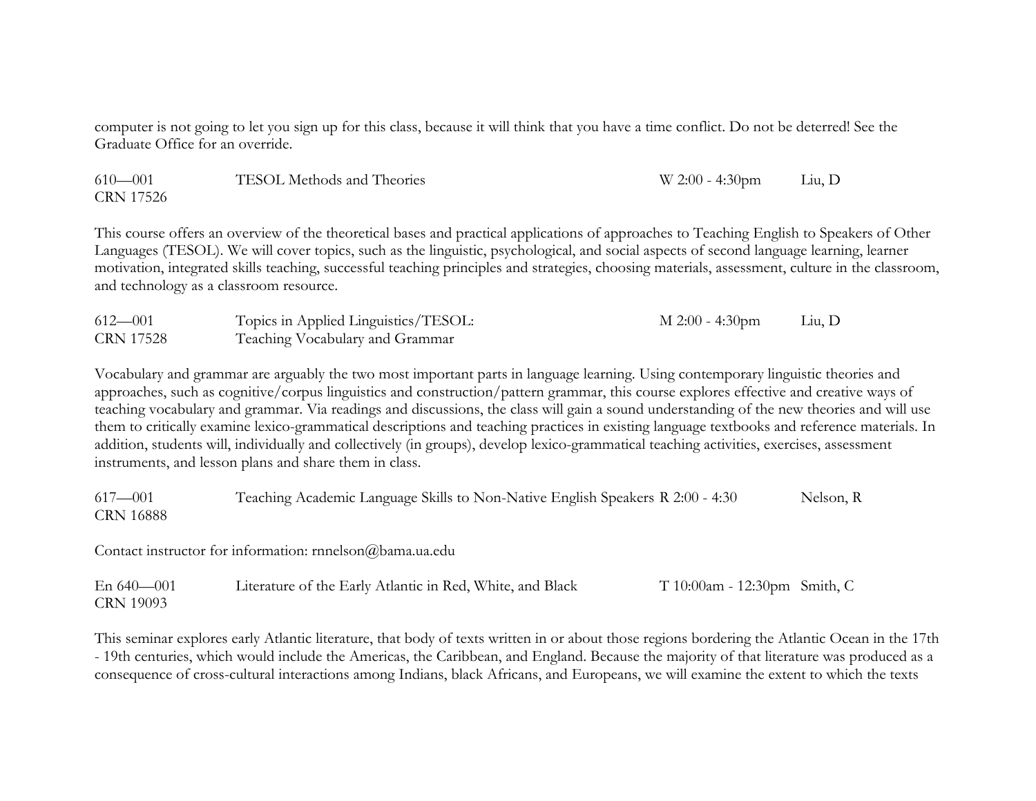computer is not going to let you sign up for this class, because it will think that you have a time conflict. Do not be deterred! See the Graduate Office for an override.

| | | | |
|---|---|---|---|
| 610—001<br>CRN 17526 | TESOL Methods and Theories | W 2:00 - 4:30pm | Liu, D |

This course offers an overview of the theoretical bases and practical applications of approaches to Teaching English to Speakers of Other Languages (TESOL). We will cover topics, such as the linguistic, psychological, and social aspects of second language learning, learner motivation, integrated skills teaching, successful teaching principles and strategies, choosing materials, assessment, culture in the classroom, and technology as a classroom resource.

| | | | |
|---|---|---|---|
| 612—001<br>CRN 17528 | Topics in Applied Linguistics/TESOL:<br>Teaching Vocabulary and Grammar | M 2:00 - 4:30pm | Liu, D |

Vocabulary and grammar are arguably the two most important parts in language learning. Using contemporary linguistic theories and approaches, such as cognitive/corpus linguistics and construction/pattern grammar, this course explores effective and creative ways of teaching vocabulary and grammar. Via readings and discussions, the class will gain a sound understanding of the new theories and will use them to critically examine lexico-grammatical descriptions and teaching practices in existing language textbooks and reference materials. In addition, students will, individually and collectively (in groups), develop lexico-grammatical teaching activities, exercises, assessment instruments, and lesson plans and share them in class.

| | | | |
|---|---|---|---|
| 617—001<br>CRN 16888 | Teaching Academic Language Skills to Non-Native English Speakers | R 2:00 - 4:30 | Nelson, R |

Contact instructor for information: rnnelson@bama.ua.edu

| | | | |
|---|---|---|---|
| En 640—001<br>CRN 19093 | Literature of the Early Atlantic in Red, White, and Black | T 10:00am - 12:30pm | Smith, C |

This seminar explores early Atlantic literature, that body of texts written in or about those regions bordering the Atlantic Ocean in the 17th - 19th centuries, which would include the Americas, the Caribbean, and England. Because the majority of that literature was produced as a consequence of cross-cultural interactions among Indians, black Africans, and Europeans, we will examine the extent to which the texts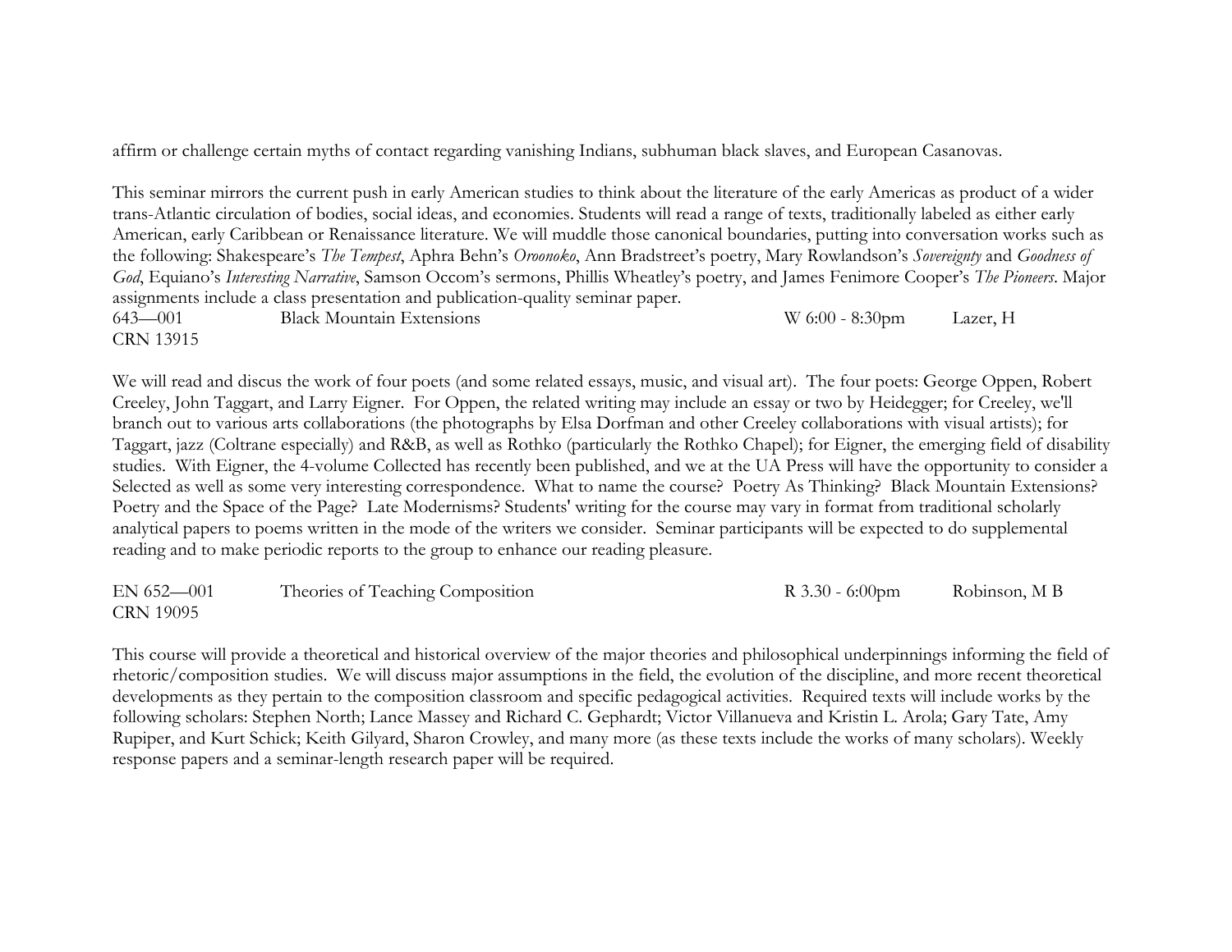affirm or challenge certain myths of contact regarding vanishing Indians, subhuman black slaves, and European Casanovas.

This seminar mirrors the current push in early American studies to think about the literature of the early Americas as product of a wider trans-Atlantic circulation of bodies, social ideas, and economies. Students will read a range of texts, traditionally labeled as either early American, early Caribbean or Renaissance literature. We will muddle those canonical boundaries, putting into conversation works such as the following: Shakespeare's *The Tempest*, Aphra Behn's *Oroonoko*, Ann Bradstreet's poetry, Mary Rowlandson's *Sovereignty* and *Goodness of God*, Equiano's *Interesting Narrative*, Samson Occom's sermons, Phillis Wheatley's poetry, and James Fenimore Cooper's *The Pioneers*. Major assignments include a class presentation and publication-quality seminar paper.

643—001 Black Mountain Extensions W 6:00 - 8:30pm Lazer, H
CRN 13915

We will read and discus the work of four poets (and some related essays, music, and visual art). The four poets: George Oppen, Robert Creeley, John Taggart, and Larry Eigner. For Oppen, the related writing may include an essay or two by Heidegger; for Creeley, we'll branch out to various arts collaborations (the photographs by Elsa Dorfman and other Creeley collaborations with visual artists); for Taggart, jazz (Coltrane especially) and R&B, as well as Rothko (particularly the Rothko Chapel); for Eigner, the emerging field of disability studies. With Eigner, the 4-volume Collected has recently been published, and we at the UA Press will have the opportunity to consider a Selected as well as some very interesting correspondence. What to name the course? Poetry As Thinking? Black Mountain Extensions? Poetry and the Space of the Page? Late Modernisms? Students' writing for the course may vary in format from traditional scholarly analytical papers to poems written in the mode of the writers we consider. Seminar participants will be expected to do supplemental reading and to make periodic reports to the group to enhance our reading pleasure.

EN 652—001 Theories of Teaching Composition R 3.30 - 6:00pm Robinson, M B
CRN 19095

This course will provide a theoretical and historical overview of the major theories and philosophical underpinnings informing the field of rhetoric/composition studies. We will discuss major assumptions in the field, the evolution of the discipline, and more recent theoretical developments as they pertain to the composition classroom and specific pedagogical activities. Required texts will include works by the following scholars: Stephen North; Lance Massey and Richard C. Gephardt; Victor Villanueva and Kristin L. Arola; Gary Tate, Amy Rupiper, and Kurt Schick; Keith Gilyard, Sharon Crowley, and many more (as these texts include the works of many scholars). Weekly response papers and a seminar-length research paper will be required.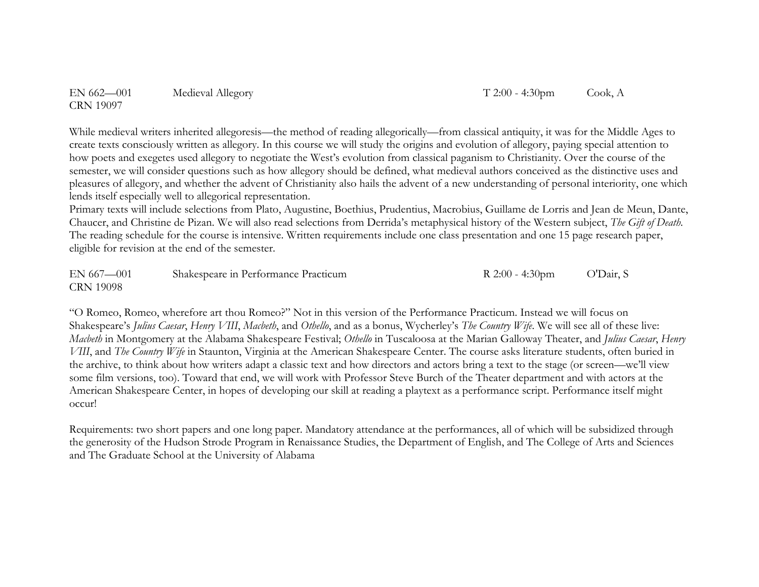EN 662—001 CRN 19097 Medieval Allegory T 2:00 - 4:30pm Cook, A

While medieval writers inherited allegoresis—the method of reading allegorically—from classical antiquity, it was for the Middle Ages to create texts consciously written as allegory. In this course we will study the origins and evolution of allegory, paying special attention to how poets and exegetes used allegory to negotiate the West's evolution from classical paganism to Christianity. Over the course of the semester, we will consider questions such as how allegory should be defined, what medieval authors conceived as the distinctive uses and pleasures of allegory, and whether the advent of Christianity also hails the advent of a new understanding of personal interiority, one which lends itself especially well to allegorical representation.

Primary texts will include selections from Plato, Augustine, Boethius, Prudentius, Macrobius, Guillame de Lorris and Jean de Meun, Dante, Chaucer, and Christine de Pizan. We will also read selections from Derrida's metaphysical history of the Western subject, *The Gift of Death*. The reading schedule for the course is intensive. Written requirements include one class presentation and one 15 page research paper, eligible for revision at the end of the semester.

EN 667—001 CRN 19098 Shakespeare in Performance Practicum R 2:00 - 4:30pm O'Dair, S

"O Romeo, Romeo, wherefore art thou Romeo?" Not in this version of the Performance Practicum. Instead we will focus on Shakespeare's *Julius Caesar*, *Henry VIII*, *Macbeth*, and *Othello*, and as a bonus, Wycherley's *The Country Wife*. We will see all of these live: *Macbeth* in Montgomery at the Alabama Shakespeare Festival; *Othello* in Tuscaloosa at the Marian Galloway Theater, and *Julius Caesar*, *Henry VIII*, and *The Country Wife* in Staunton, Virginia at the American Shakespeare Center. The course asks literature students, often buried in the archive, to think about how writers adapt a classic text and how directors and actors bring a text to the stage (or screen—we'll view some film versions, too). Toward that end, we will work with Professor Steve Burch of the Theater department and with actors at the American Shakespeare Center, in hopes of developing our skill at reading a playtext as a performance script. Performance itself might occur!

Requirements: two short papers and one long paper. Mandatory attendance at the performances, all of which will be subsidized through the generosity of the Hudson Strode Program in Renaissance Studies, the Department of English, and The College of Arts and Sciences and The Graduate School at the University of Alabama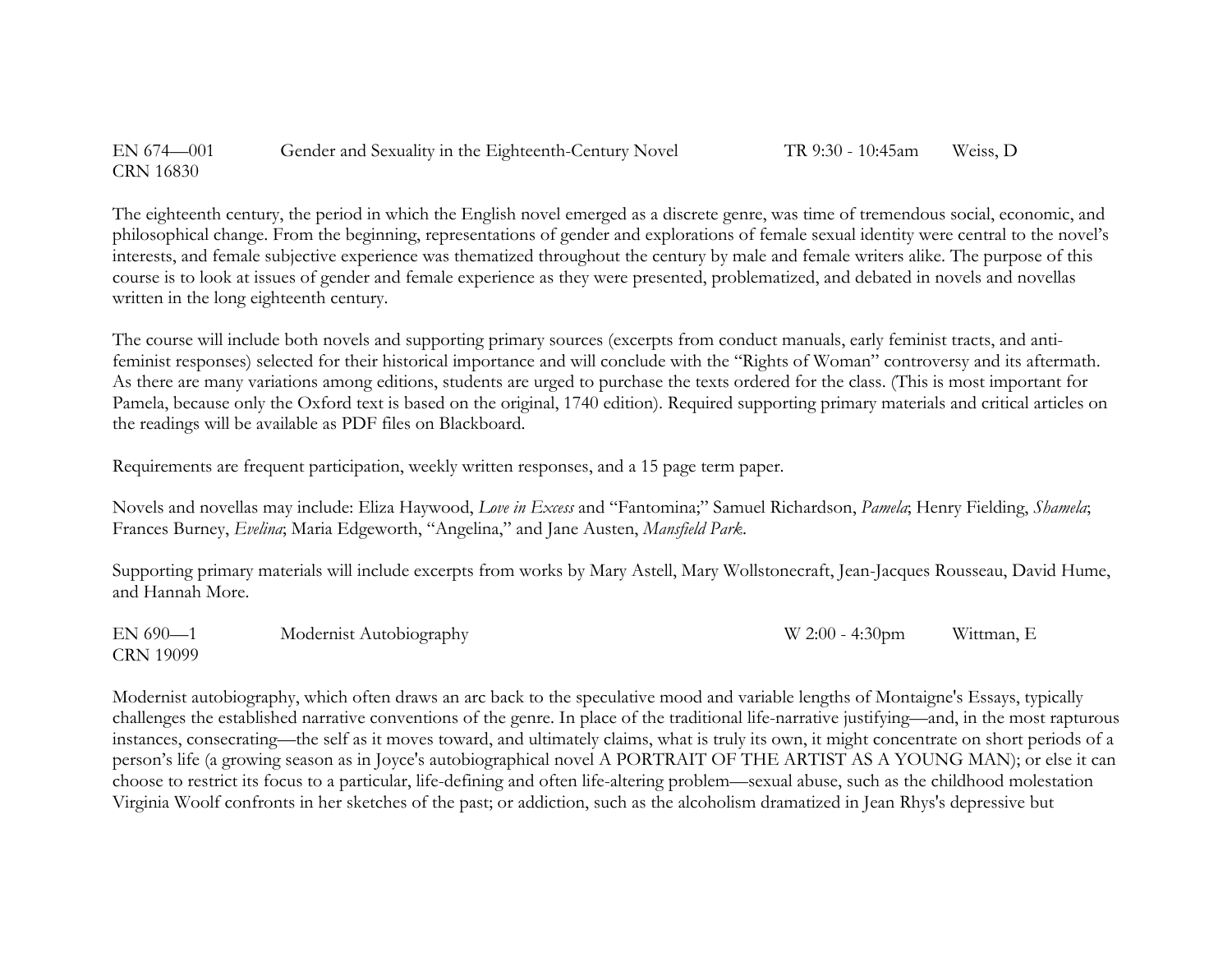EN 674—001 Gender and Sexuality in the Eighteenth-Century Novel TR 9:30 - 10:45am Weiss, D
CRN 16830

The eighteenth century, the period in which the English novel emerged as a discrete genre, was time of tremendous social, economic, and philosophical change. From the beginning, representations of gender and explorations of female sexual identity were central to the novel's interests, and female subjective experience was thematized throughout the century by male and female writers alike. The purpose of this course is to look at issues of gender and female experience as they were presented, problematized, and debated in novels and novellas written in the long eighteenth century.

The course will include both novels and supporting primary sources (excerpts from conduct manuals, early feminist tracts, and anti-feminist responses) selected for their historical importance and will conclude with the "Rights of Woman" controversy and its aftermath. As there are many variations among editions, students are urged to purchase the texts ordered for the class. (This is most important for Pamela, because only the Oxford text is based on the original, 1740 edition). Required supporting primary materials and critical articles on the readings will be available as PDF files on Blackboard.

Requirements are frequent participation, weekly written responses, and a 15 page term paper.

Novels and novellas may include: Eliza Haywood, *Love in Excess* and "Fantomina;" Samuel Richardson, *Pamela*; Henry Fielding, *Shamela*; Frances Burney, *Evelina*; Maria Edgeworth, "Angelina," and Jane Austen, *Mansfield Park*.

Supporting primary materials will include excerpts from works by Mary Astell, Mary Wollstonecraft, Jean-Jacques Rousseau, David Hume, and Hannah More.

EN 690—1 Modernist Autobiography W 2:00 - 4:30pm Wittman, E
CRN 19099

Modernist autobiography, which often draws an arc back to the speculative mood and variable lengths of Montaigne's Essays, typically challenges the established narrative conventions of the genre. In place of the traditional life-narrative justifying—and, in the most rapturous instances, consecrating—the self as it moves toward, and ultimately claims, what is truly its own, it might concentrate on short periods of a person's life (a growing season as in Joyce's autobiographical novel A PORTRAIT OF THE ARTIST AS A YOUNG MAN); or else it can choose to restrict its focus to a particular, life-defining and often life-altering problem—sexual abuse, such as the childhood molestation Virginia Woolf confronts in her sketches of the past; or addiction, such as the alcoholism dramatized in Jean Rhys's depressive but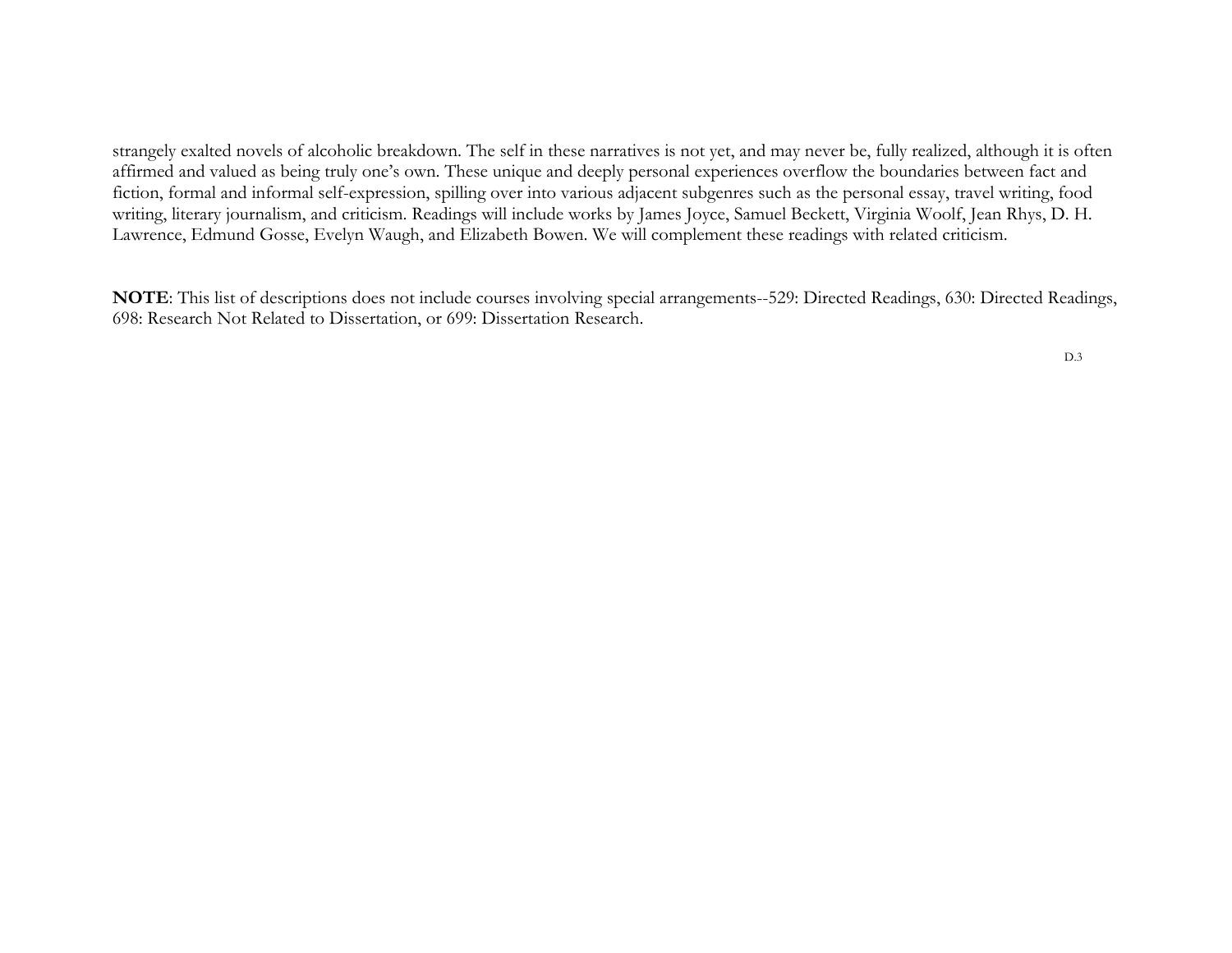strangely exalted novels of alcoholic breakdown. The self in these narratives is not yet, and may never be, fully realized, although it is often affirmed and valued as being truly one's own. These unique and deeply personal experiences overflow the boundaries between fact and fiction, formal and informal self-expression, spilling over into various adjacent subgenres such as the personal essay, travel writing, food writing, literary journalism, and criticism. Readings will include works by James Joyce, Samuel Beckett, Virginia Woolf, Jean Rhys, D. H. Lawrence, Edmund Gosse, Evelyn Waugh, and Elizabeth Bowen. We will complement these readings with related criticism.

**NOTE**: This list of descriptions does not include courses involving special arrangements--529: Directed Readings, 630: Directed Readings, 698: Research Not Related to Dissertation, or 699: Dissertation Research.